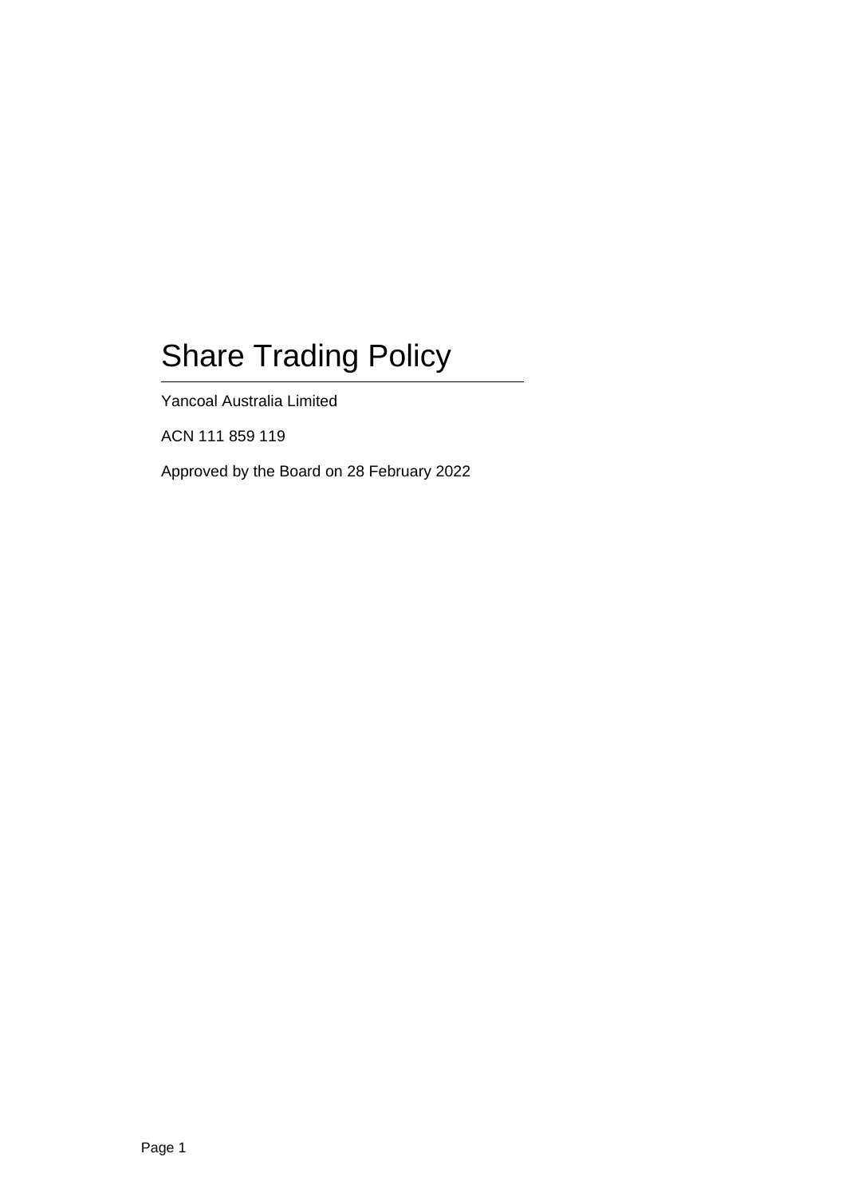# Share Trading Policy

Yancoal Australia Limited

ACN 111 859 119

Approved by the Board on 28 February 2022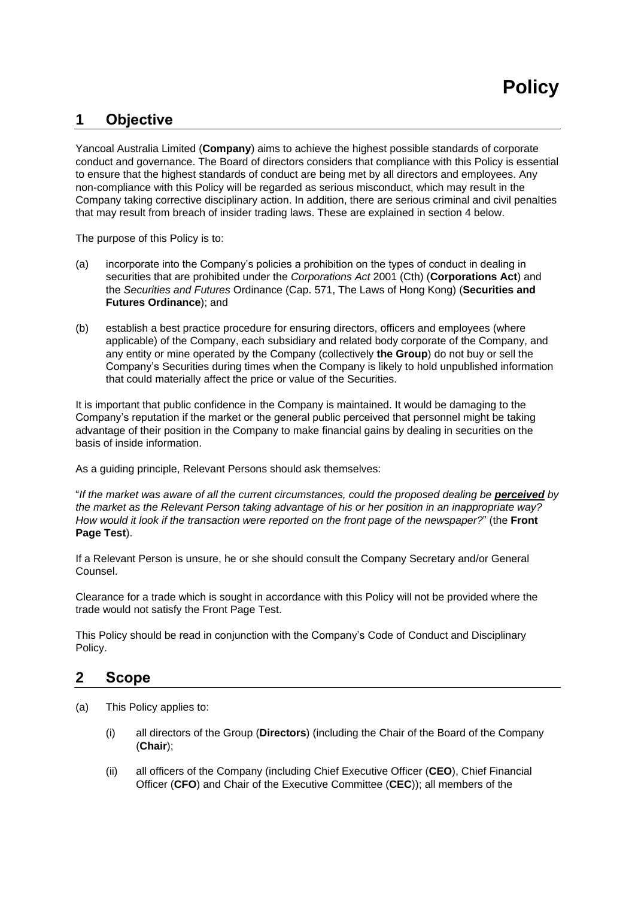# Policy

## 1 Objective

Yancoal Australia Limited (**Company**) aims to achieve the highest possible standards of corporate conduct and governance. The Board of directors considers that compliance with this Policy is essential to ensure that the highest standards of conduct are being met by all directors and employees. Any non-compliance with this Policy will be regarded as serious misconduct, which may result in the Company taking corrective disciplinary action. In addition, there are serious criminal and civil penalties that may result from breach of insider trading laws. These are explained in section 4 below.

The purpose of this Policy is to:

(a) incorporate into the Company's policies a prohibition on the types of conduct in dealing in securities that are prohibited under the *Corporations Act* 2001 (Cth) (**Corporations Act**) and the *Securities and Futures* Ordinance (Cap. 571, The Laws of Hong Kong) (**Securities and Futures Ordinance**); and

(b) establish a best practice procedure for ensuring directors, officers and employees (where applicable) of the Company, each subsidiary and related body corporate of the Company, and any entity or mine operated by the Company (collectively **the Group**) do not buy or sell the Company's Securities during times when the Company is likely to hold unpublished information that could materially affect the price or value of the Securities.

It is important that public confidence in the Company is maintained. It would be damaging to the Company's reputation if the market or the general public perceived that personnel might be taking advantage of their position in the Company to make financial gains by dealing in securities on the basis of inside information.

As a guiding principle, Relevant Persons should ask themselves:

"*If the market was aware of all the current circumstances, could the proposed dealing be **perceived** by the market as the Relevant Person taking advantage of his or her position in an inappropriate way? How would it look if the transaction were reported on the front page of the newspaper?*" (the **Front Page Test**).

If a Relevant Person is unsure, he or she should consult the Company Secretary and/or General Counsel.

Clearance for a trade which is sought in accordance with this Policy will not be provided where the trade would not satisfy the Front Page Test.

This Policy should be read in conjunction with the Company's Code of Conduct and Disciplinary Policy.

## 2 Scope

(a) This Policy applies to:

(i) all directors of the Group (**Directors**) (including the Chair of the Board of the Company (**Chair**);

(ii) all officers of the Company (including Chief Executive Officer (**CEO**), Chief Financial Officer (**CFO**) and Chair of the Executive Committee (**CEC**)); all members of the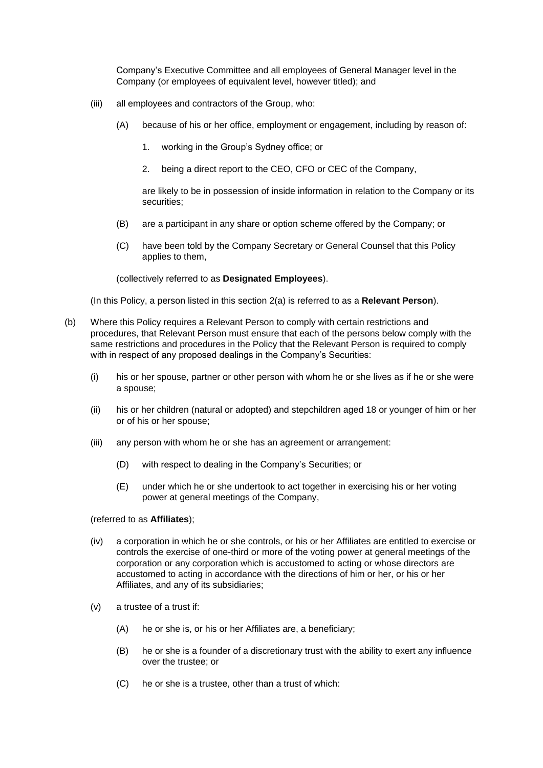Company's Executive Committee and all employees of General Manager level in the Company (or employees of equivalent level, however titled); and

(iii) all employees and contractors of the Group, who:

(A) because of his or her office, employment or engagement, including by reason of:

1. working in the Group's Sydney office; or

2. being a direct report to the CEO, CFO or CEC of the Company,

are likely to be in possession of inside information in relation to the Company or its securities;

(B) are a participant in any share or option scheme offered by the Company; or

(C) have been told by the Company Secretary or General Counsel that this Policy applies to them,

(collectively referred to as **Designated Employees**).

(In this Policy, a person listed in this section 2(a) is referred to as a **Relevant Person**).

(b) Where this Policy requires a Relevant Person to comply with certain restrictions and procedures, that Relevant Person must ensure that each of the persons below comply with the same restrictions and procedures in the Policy that the Relevant Person is required to comply with in respect of any proposed dealings in the Company's Securities:

(i) his or her spouse, partner or other person with whom he or she lives as if he or she were a spouse;

(ii) his or her children (natural or adopted) and stepchildren aged 18 or younger of him or her or of his or her spouse;

(iii) any person with whom he or she has an agreement or arrangement:

(D) with respect to dealing in the Company's Securities; or

(E) under which he or she undertook to act together in exercising his or her voting power at general meetings of the Company,

(referred to as **Affiliates**);

(iv) a corporation in which he or she controls, or his or her Affiliates are entitled to exercise or controls the exercise of one-third or more of the voting power at general meetings of the corporation or any corporation which is accustomed to acting or whose directors are accustomed to acting in accordance with the directions of him or her, or his or her Affiliates, and any of its subsidiaries;

(v) a trustee of a trust if:

(A) he or she is, or his or her Affiliates are, a beneficiary;

(B) he or she is a founder of a discretionary trust with the ability to exert any influence over the trustee; or

(C) he or she is a trustee, other than a trust of which: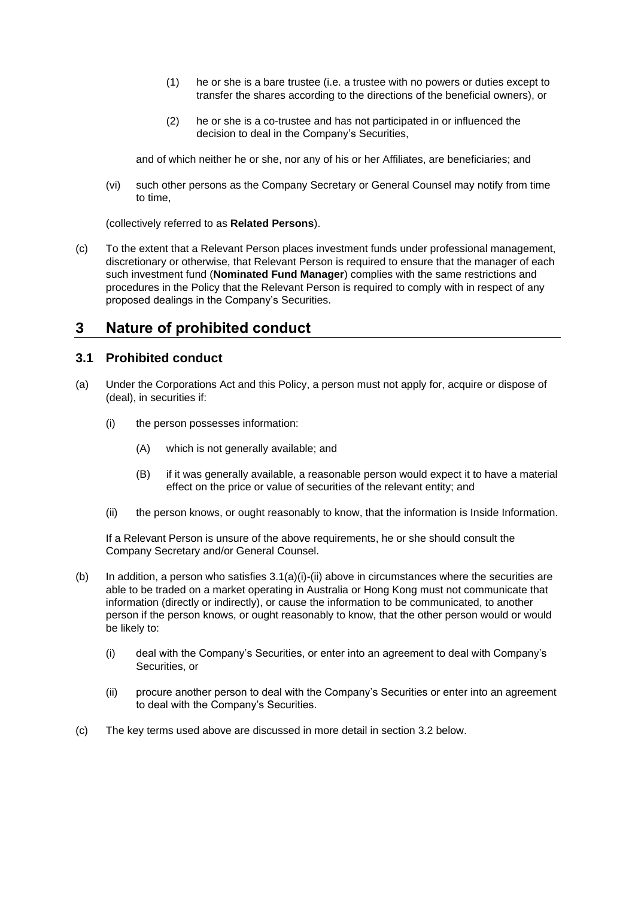(1) he or she is a bare trustee (i.e. a trustee with no powers or duties except to transfer the shares according to the directions of the beneficial owners), or

(2) he or she is a co-trustee and has not participated in or influenced the decision to deal in the Company's Securities,

and of which neither he or she, nor any of his or her Affiliates, are beneficiaries; and

(vi) such other persons as the Company Secretary or General Counsel may notify from time to time,

(collectively referred to as **Related Persons**).

(c) To the extent that a Relevant Person places investment funds under professional management, discretionary or otherwise, that Relevant Person is required to ensure that the manager of each such investment fund (**Nominated Fund Manager**) complies with the same restrictions and procedures in the Policy that the Relevant Person is required to comply with in respect of any proposed dealings in the Company's Securities.

# 3 Nature of prohibited conduct

## 3.1 Prohibited conduct

(a) Under the Corporations Act and this Policy, a person must not apply for, acquire or dispose of (deal), in securities if:

(i) the person possesses information:

(A) which is not generally available; and

(B) if it was generally available, a reasonable person would expect it to have a material effect on the price or value of securities of the relevant entity; and

(ii) the person knows, or ought reasonably to know, that the information is Inside Information.

If a Relevant Person is unsure of the above requirements, he or she should consult the Company Secretary and/or General Counsel.

(b) In addition, a person who satisfies 3.1(a)(i)-(ii) above in circumstances where the securities are able to be traded on a market operating in Australia or Hong Kong must not communicate that information (directly or indirectly), or cause the information to be communicated, to another person if the person knows, or ought reasonably to know, that the other person would or would be likely to:

(i) deal with the Company's Securities, or enter into an agreement to deal with Company's Securities, or

(ii) procure another person to deal with the Company's Securities or enter into an agreement to deal with the Company's Securities.

(c) The key terms used above are discussed in more detail in section 3.2 below.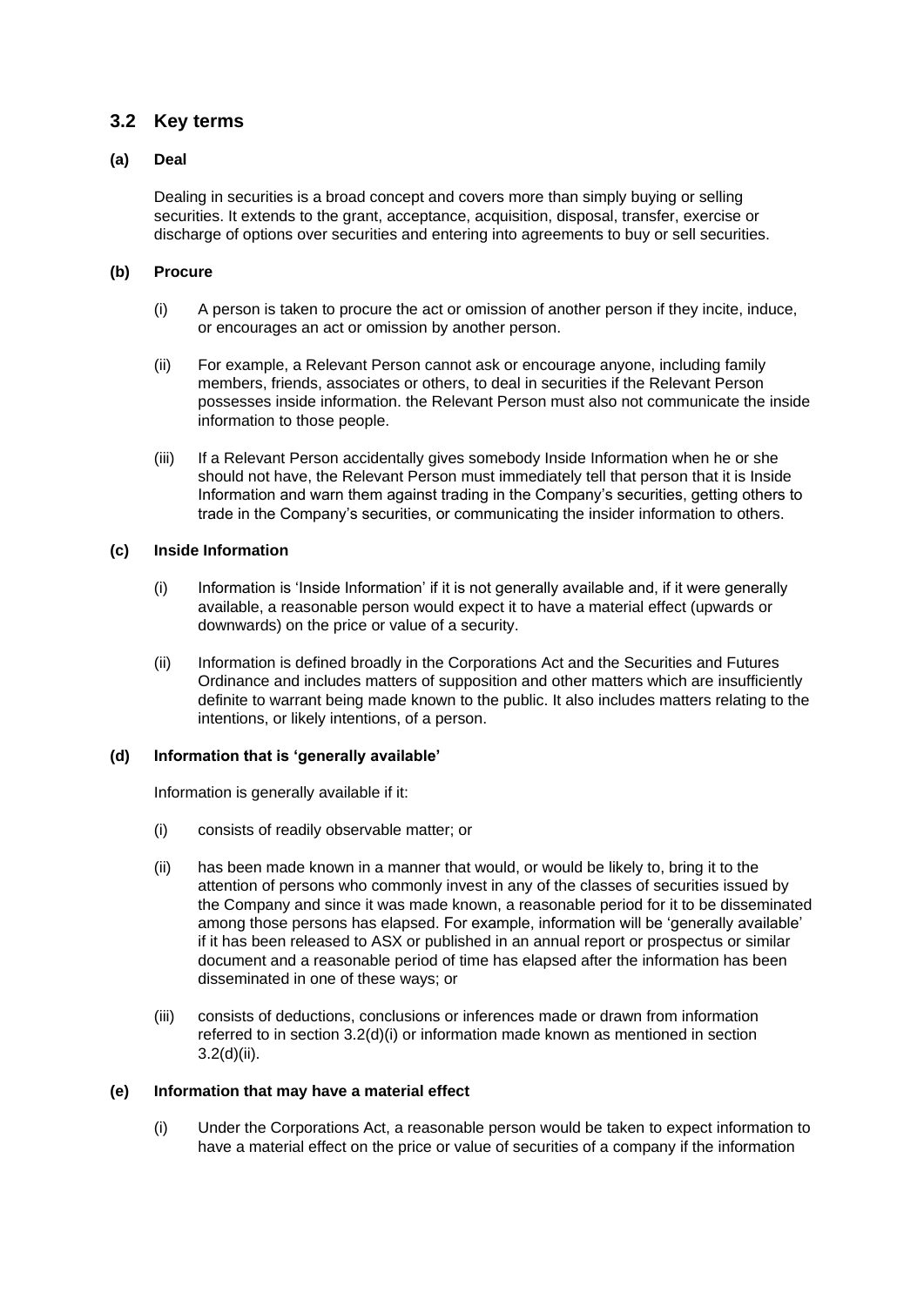## 3.2 Key terms

### (a) Deal

Dealing in securities is a broad concept and covers more than simply buying or selling securities. It extends to the grant, acceptance, acquisition, disposal, transfer, exercise or discharge of options over securities and entering into agreements to buy or sell securities.

### (b) Procure

(i) A person is taken to procure the act or omission of another person if they incite, induce, or encourages an act or omission by another person.

(ii) For example, a Relevant Person cannot ask or encourage anyone, including family members, friends, associates or others, to deal in securities if the Relevant Person possesses inside information. the Relevant Person must also not communicate the inside information to those people.

(iii) If a Relevant Person accidentally gives somebody Inside Information when he or she should not have, the Relevant Person must immediately tell that person that it is Inside Information and warn them against trading in the Company's securities, getting others to trade in the Company's securities, or communicating the insider information to others.

### (c) Inside Information

(i) Information is 'Inside Information' if it is not generally available and, if it were generally available, a reasonable person would expect it to have a material effect (upwards or downwards) on the price or value of a security.

(ii) Information is defined broadly in the Corporations Act and the Securities and Futures Ordinance and includes matters of supposition and other matters which are insufficiently definite to warrant being made known to the public. It also includes matters relating to the intentions, or likely intentions, of a person.

### (d) Information that is 'generally available'

Information is generally available if it:

(i) consists of readily observable matter; or

(ii) has been made known in a manner that would, or would be likely to, bring it to the attention of persons who commonly invest in any of the classes of securities issued by the Company and since it was made known, a reasonable period for it to be disseminated among those persons has elapsed. For example, information will be 'generally available' if it has been released to ASX or published in an annual report or prospectus or similar document and a reasonable period of time has elapsed after the information has been disseminated in one of these ways; or

(iii) consists of deductions, conclusions or inferences made or drawn from information referred to in section 3.2(d)(i) or information made known as mentioned in section 3.2(d)(ii).

### (e) Information that may have a material effect

(i) Under the Corporations Act, a reasonable person would be taken to expect information to have a material effect on the price or value of securities of a company if the information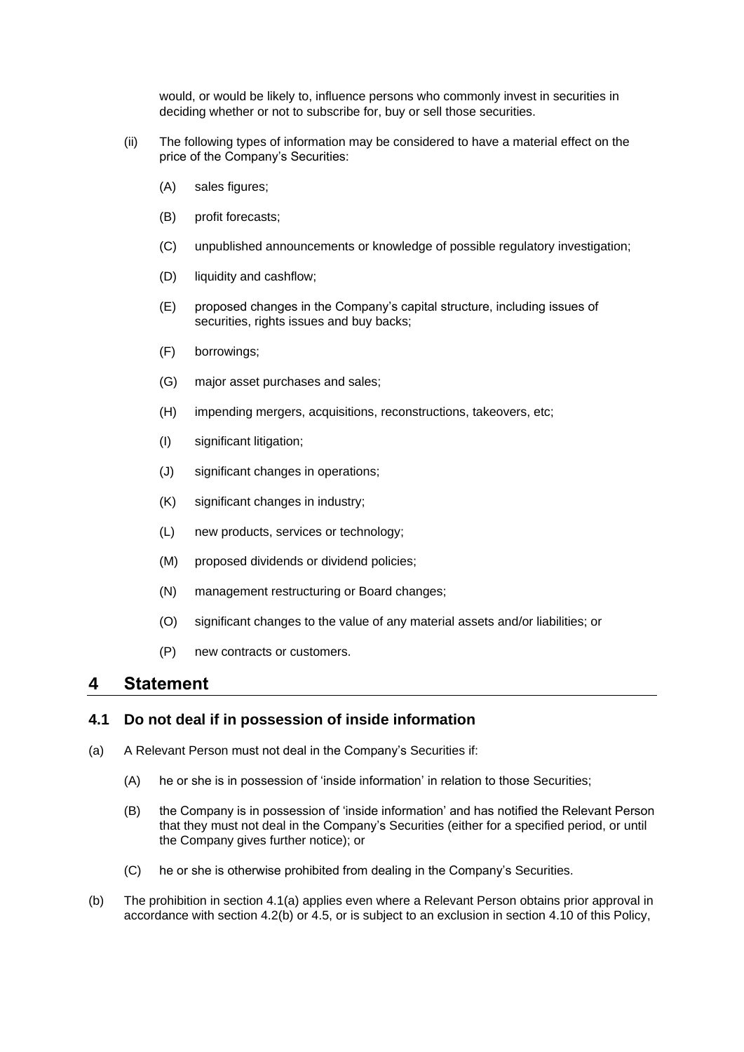would, or would be likely to, influence persons who commonly invest in securities in deciding whether or not to subscribe for, buy or sell those securities.

(ii) The following types of information may be considered to have a material effect on the price of the Company's Securities:

(A) sales figures;

(B) profit forecasts;

(C) unpublished announcements or knowledge of possible regulatory investigation;

(D) liquidity and cashflow;

(E) proposed changes in the Company's capital structure, including issues of securities, rights issues and buy backs;

(F) borrowings;

(G) major asset purchases and sales;

(H) impending mergers, acquisitions, reconstructions, takeovers, etc;

(I) significant litigation;

(J) significant changes in operations;

(K) significant changes in industry;

(L) new products, services or technology;

(M) proposed dividends or dividend policies;

(N) management restructuring or Board changes;

(O) significant changes to the value of any material assets and/or liabilities; or

(P) new contracts or customers.

# 4 Statement

## 4.1 Do not deal if in possession of inside information

(a) A Relevant Person must not deal in the Company's Securities if:

(A) he or she is in possession of 'inside information' in relation to those Securities;

(B) the Company is in possession of 'inside information' and has notified the Relevant Person that they must not deal in the Company's Securities (either for a specified period, or until the Company gives further notice); or

(C) he or she is otherwise prohibited from dealing in the Company's Securities.

(b) The prohibition in section 4.1(a) applies even where a Relevant Person obtains prior approval in accordance with section 4.2(b) or 4.5, or is subject to an exclusion in section 4.10 of this Policy,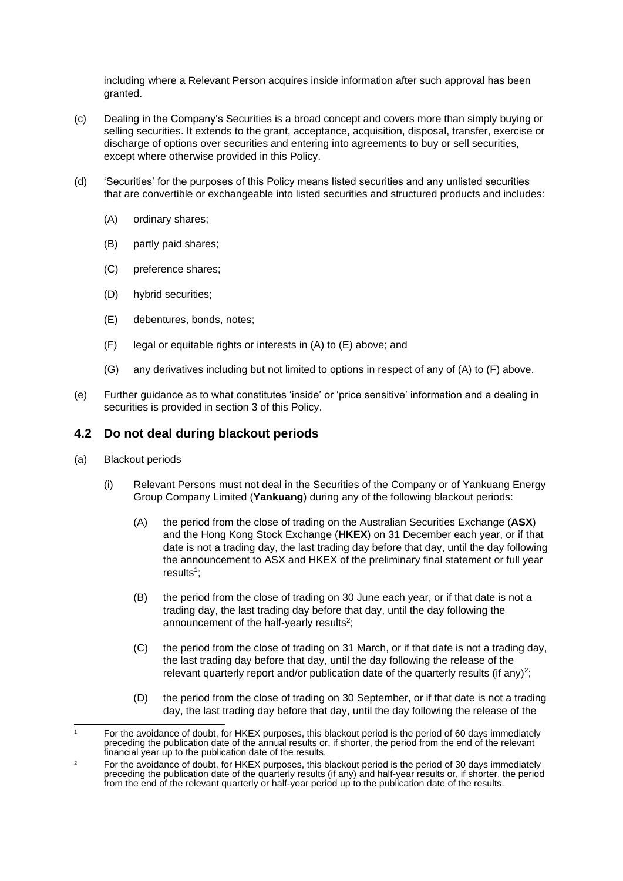including where a Relevant Person acquires inside information after such approval has been granted.

(c) Dealing in the Company's Securities is a broad concept and covers more than simply buying or selling securities. It extends to the grant, acceptance, acquisition, disposal, transfer, exercise or discharge of options over securities and entering into agreements to buy or sell securities, except where otherwise provided in this Policy.

(d) 'Securities' for the purposes of this Policy means listed securities and any unlisted securities that are convertible or exchangeable into listed securities and structured products and includes:

- (A) ordinary shares;
- (B) partly paid shares;
- (C) preference shares;
- (D) hybrid securities;
- (E) debentures, bonds, notes;
- (F) legal or equitable rights or interests in (A) to (E) above; and
- (G) any derivatives including but not limited to options in respect of any of (A) to (F) above.

(e) Further guidance as to what constitutes 'inside' or 'price sensitive' information and a dealing in securities is provided in section 3 of this Policy.

## 4.2 Do not deal during blackout periods

(a) Blackout periods

(i) Relevant Persons must not deal in the Securities of the Company or of Yankuang Energy Group Company Limited (**Yankuang**) during any of the following blackout periods:

- (A) the period from the close of trading on the Australian Securities Exchange (**ASX**) and the Hong Kong Stock Exchange (**HKEX**) on 31 December each year, or if that date is not a trading day, the last trading day before that day, until the day following the announcement to ASX and HKEX of the preliminary final statement or full year results[1];
- (B) the period from the close of trading on 30 June each year, or if that date is not a trading day, the last trading day before that day, until the day following the announcement of the half-yearly results[2];
- (C) the period from the close of trading on 31 March, or if that date is not a trading day, the last trading day before that day, until the day following the release of the relevant quarterly report and/or publication date of the quarterly results (if any)[2];
- (D) the period from the close of trading on 30 September, or if that date is not a trading day, the last trading day before that day, until the day following the release of the

---

[1] For the avoidance of doubt, for HKEX purposes, this blackout period is the period of 60 days immediately preceding the publication date of the annual results or, if shorter, the period from the end of the relevant financial year up to the publication date of the results.

[2] For the avoidance of doubt, for HKEX purposes, this blackout period is the period of 30 days immediately preceding the publication date of the quarterly results (if any) and half-year results or, if shorter, the period from the end of the relevant quarterly or half-year period up to the publication date of the results.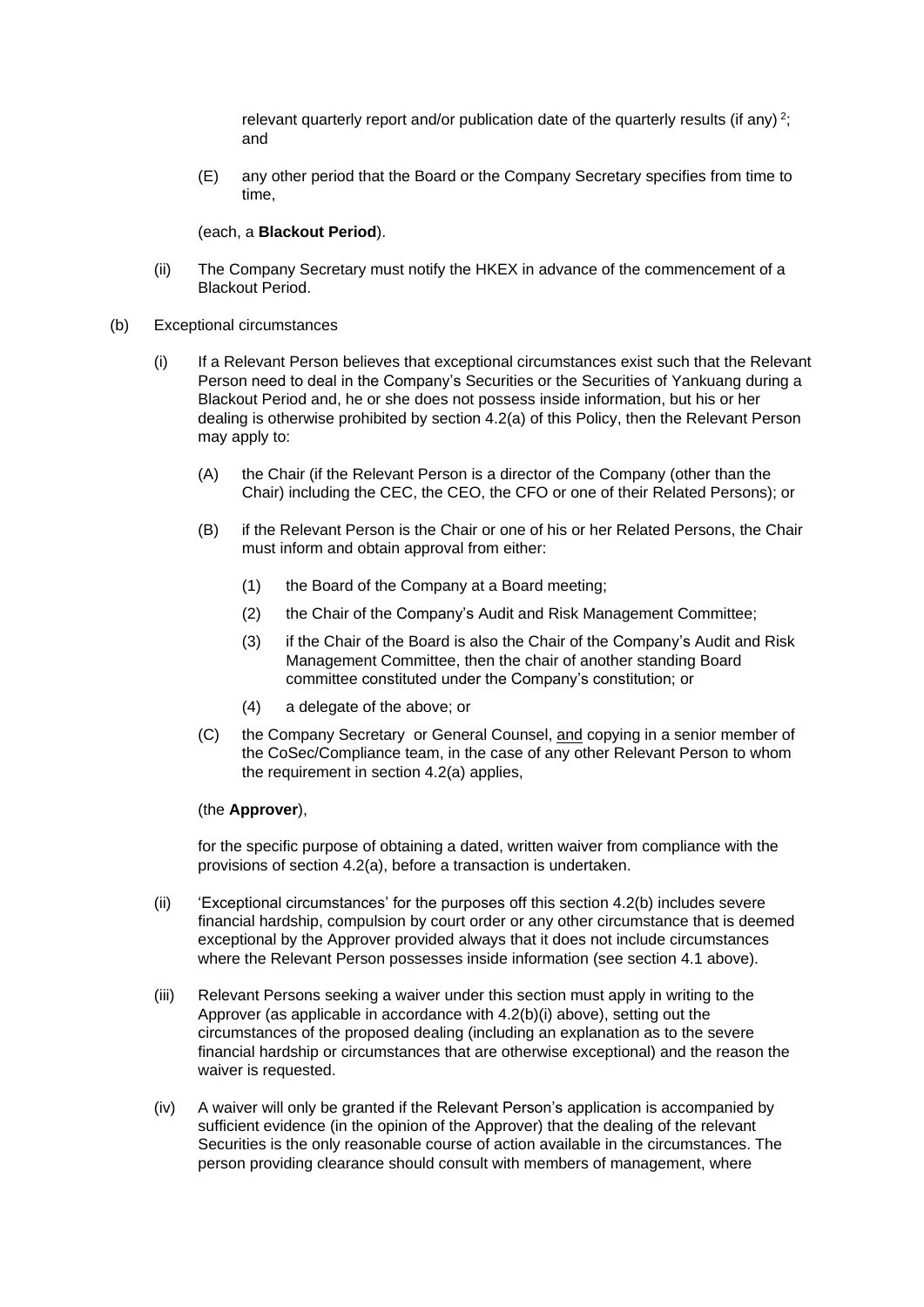relevant quarterly report and/or publication date of the quarterly results (if any) [2]; and

(E) any other period that the Board or the Company Secretary specifies from time to time,

(each, a **Blackout Period**).

(ii) The Company Secretary must notify the HKEX in advance of the commencement of a Blackout Period.

(b) Exceptional circumstances

(i) If a Relevant Person believes that exceptional circumstances exist such that the Relevant Person need to deal in the Company's Securities or the Securities of Yankuang during a Blackout Period and, he or she does not possess inside information, but his or her dealing is otherwise prohibited by section 4.2(a) of this Policy, then the Relevant Person may apply to:

(A) the Chair (if the Relevant Person is a director of the Company (other than the Chair) including the CEC, the CEO, the CFO or one of their Related Persons); or

(B) if the Relevant Person is the Chair or one of his or her Related Persons, the Chair must inform and obtain approval from either:

(1) the Board of the Company at a Board meeting;

(2) the Chair of the Company's Audit and Risk Management Committee;

(3) if the Chair of the Board is also the Chair of the Company's Audit and Risk Management Committee, then the chair of another standing Board committee constituted under the Company's constitution; or

(4) a delegate of the above; or

(C) the Company Secretary or General Counsel, <u>and</u> copying in a senior member of the CoSec/Compliance team, in the case of any other Relevant Person to whom the requirement in section 4.2(a) applies,

(the **Approver**),

for the specific purpose of obtaining a dated, written waiver from compliance with the provisions of section 4.2(a), before a transaction is undertaken.

(ii) 'Exceptional circumstances' for the purposes off this section 4.2(b) includes severe financial hardship, compulsion by court order or any other circumstance that is deemed exceptional by the Approver provided always that it does not include circumstances where the Relevant Person possesses inside information (see section 4.1 above).

(iii) Relevant Persons seeking a waiver under this section must apply in writing to the Approver (as applicable in accordance with 4.2(b)(i) above), setting out the circumstances of the proposed dealing (including an explanation as to the severe financial hardship or circumstances that are otherwise exceptional) and the reason the waiver is requested.

(iv) A waiver will only be granted if the Relevant Person's application is accompanied by sufficient evidence (in the opinion of the Approver) that the dealing of the relevant Securities is the only reasonable course of action available in the circumstances. The person providing clearance should consult with members of management, where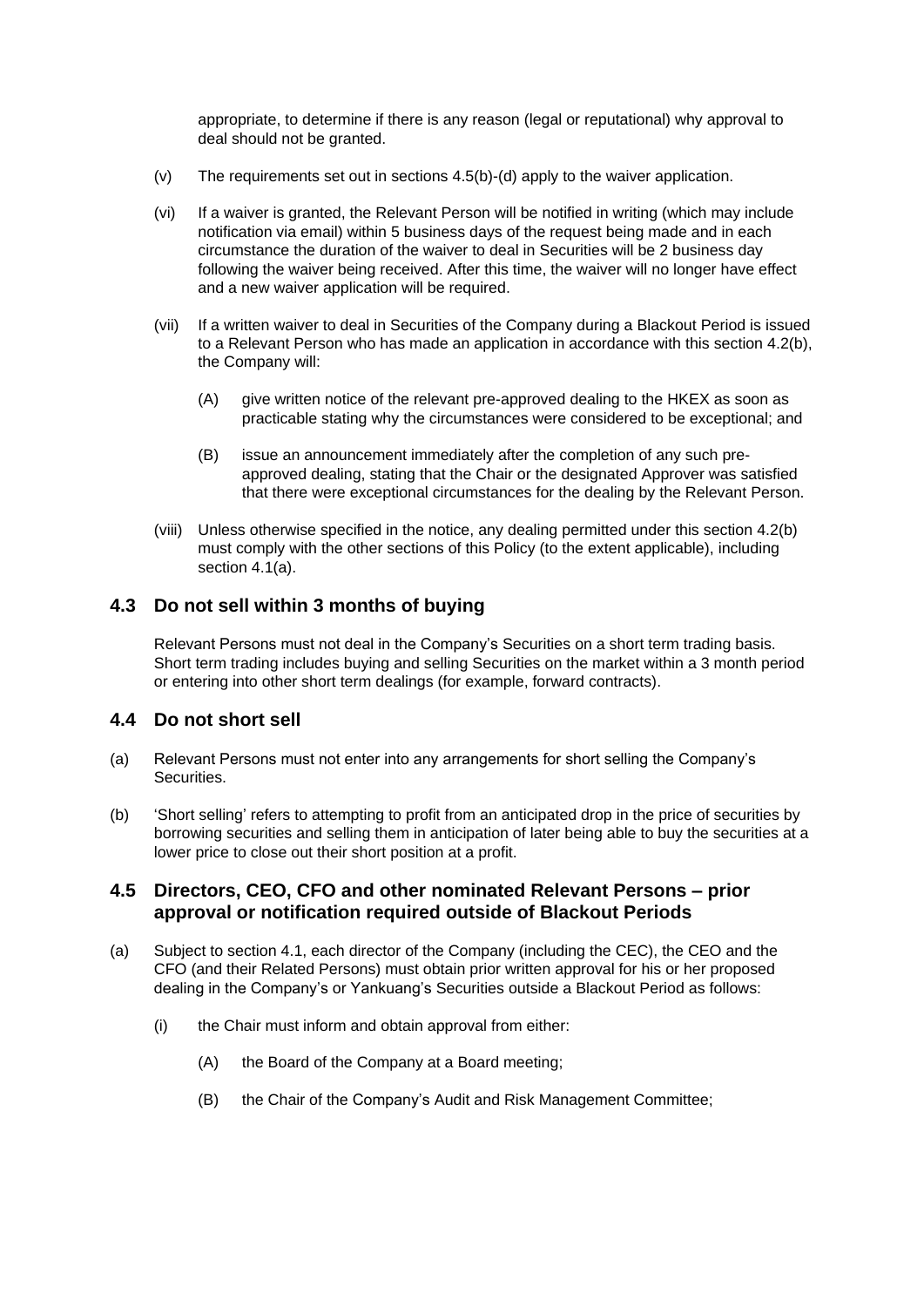appropriate, to determine if there is any reason (legal or reputational) why approval to deal should not be granted.

(v) The requirements set out in sections 4.5(b)-(d) apply to the waiver application.

(vi) If a waiver is granted, the Relevant Person will be notified in writing (which may include notification via email) within 5 business days of the request being made and in each circumstance the duration of the waiver to deal in Securities will be 2 business day following the waiver being received. After this time, the waiver will no longer have effect and a new waiver application will be required.

(vii) If a written waiver to deal in Securities of the Company during a Blackout Period is issued to a Relevant Person who has made an application in accordance with this section 4.2(b), the Company will:

(A) give written notice of the relevant pre-approved dealing to the HKEX as soon as practicable stating why the circumstances were considered to be exceptional; and

(B) issue an announcement immediately after the completion of any such pre-approved dealing, stating that the Chair or the designated Approver was satisfied that there were exceptional circumstances for the dealing by the Relevant Person.

(viii) Unless otherwise specified in the notice, any dealing permitted under this section 4.2(b) must comply with the other sections of this Policy (to the extent applicable), including section 4.1(a).

## 4.3 Do not sell within 3 months of buying

Relevant Persons must not deal in the Company's Securities on a short term trading basis. Short term trading includes buying and selling Securities on the market within a 3 month period or entering into other short term dealings (for example, forward contracts).

## 4.4 Do not short sell

(a) Relevant Persons must not enter into any arrangements for short selling the Company's Securities.

(b) 'Short selling' refers to attempting to profit from an anticipated drop in the price of securities by borrowing securities and selling them in anticipation of later being able to buy the securities at a lower price to close out their short position at a profit.

## 4.5 Directors, CEO, CFO and other nominated Relevant Persons – prior approval or notification required outside of Blackout Periods

(a) Subject to section 4.1, each director of the Company (including the CEC), the CEO and the CFO (and their Related Persons) must obtain prior written approval for his or her proposed dealing in the Company's or Yankuang's Securities outside a Blackout Period as follows:

(i) the Chair must inform and obtain approval from either:

(A) the Board of the Company at a Board meeting;

(B) the Chair of the Company's Audit and Risk Management Committee;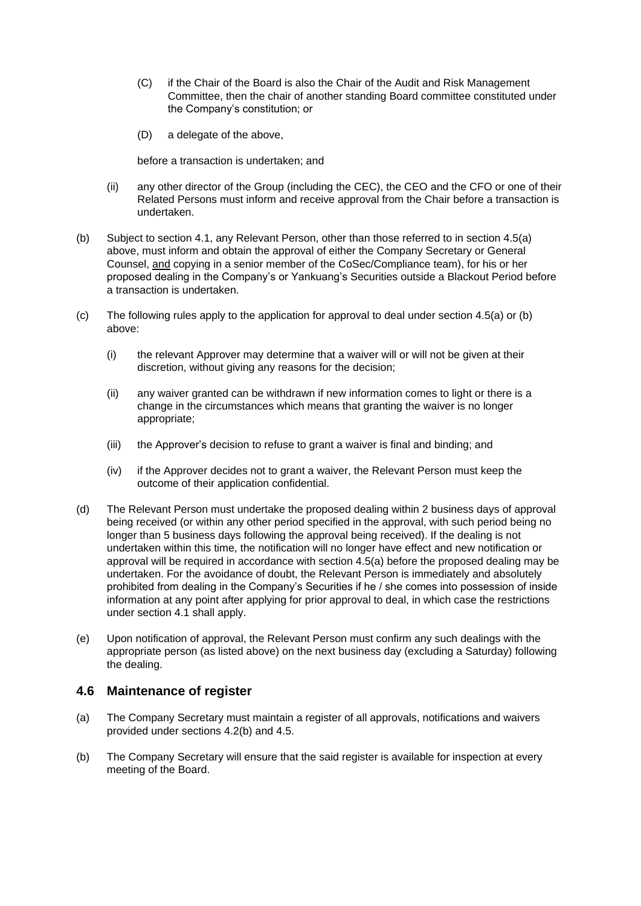(C) if the Chair of the Board is also the Chair of the Audit and Risk Management Committee, then the chair of another standing Board committee constituted under the Company's constitution; or

(D) a delegate of the above,

before a transaction is undertaken; and

(ii) any other director of the Group (including the CEC), the CEO and the CFO or one of their Related Persons must inform and receive approval from the Chair before a transaction is undertaken.

(b) Subject to section 4.1, any Relevant Person, other than those referred to in section 4.5(a) above, must inform and obtain the approval of either the Company Secretary or General Counsel, <u>and</u> copying in a senior member of the CoSec/Compliance team), for his or her proposed dealing in the Company's or Yankuang's Securities outside a Blackout Period before a transaction is undertaken.

(c) The following rules apply to the application for approval to deal under section 4.5(a) or (b) above:

(i) the relevant Approver may determine that a waiver will or will not be given at their discretion, without giving any reasons for the decision;

(ii) any waiver granted can be withdrawn if new information comes to light or there is a change in the circumstances which means that granting the waiver is no longer appropriate;

(iii) the Approver's decision to refuse to grant a waiver is final and binding; and

(iv) if the Approver decides not to grant a waiver, the Relevant Person must keep the outcome of their application confidential.

(d) The Relevant Person must undertake the proposed dealing within 2 business days of approval being received (or within any other period specified in the approval, with such period being no longer than 5 business days following the approval being received). If the dealing is not undertaken within this time, the notification will no longer have effect and new notification or approval will be required in accordance with section 4.5(a) before the proposed dealing may be undertaken. For the avoidance of doubt, the Relevant Person is immediately and absolutely prohibited from dealing in the Company's Securities if he / she comes into possession of inside information at any point after applying for prior approval to deal, in which case the restrictions under section 4.1 shall apply.

(e) Upon notification of approval, the Relevant Person must confirm any such dealings with the appropriate person (as listed above) on the next business day (excluding a Saturday) following the dealing.

## 4.6 Maintenance of register

(a) The Company Secretary must maintain a register of all approvals, notifications and waivers provided under sections 4.2(b) and 4.5.

(b) The Company Secretary will ensure that the said register is available for inspection at every meeting of the Board.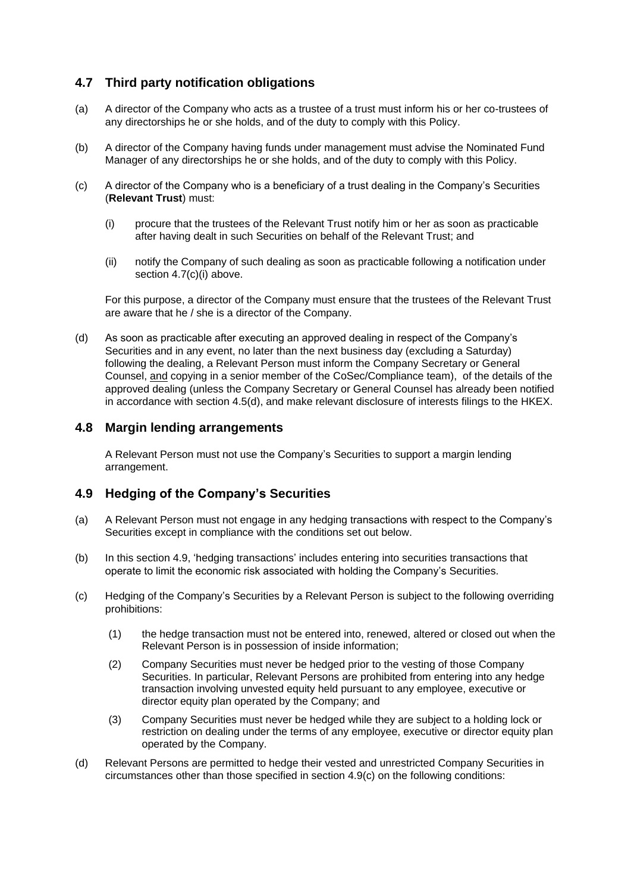## 4.7 Third party notification obligations

(a) A director of the Company who acts as a trustee of a trust must inform his or her co-trustees of any directorships he or she holds, and of the duty to comply with this Policy.

(b) A director of the Company having funds under management must advise the Nominated Fund Manager of any directorships he or she holds, and of the duty to comply with this Policy.

(c) A director of the Company who is a beneficiary of a trust dealing in the Company's Securities (**Relevant Trust**) must:

 (i) procure that the trustees of the Relevant Trust notify him or her as soon as practicable after having dealt in such Securities on behalf of the Relevant Trust; and

 (ii) notify the Company of such dealing as soon as practicable following a notification under section 4.7(c)(i) above.

 For this purpose, a director of the Company must ensure that the trustees of the Relevant Trust are aware that he / she is a director of the Company.

(d) As soon as practicable after executing an approved dealing in respect of the Company's Securities and in any event, no later than the next business day (excluding a Saturday) following the dealing, a Relevant Person must inform the Company Secretary or General Counsel, <u>and</u> copying in a senior member of the CoSec/Compliance team), of the details of the approved dealing (unless the Company Secretary or General Counsel has already been notified in accordance with section 4.5(d), and make relevant disclosure of interests filings to the HKEX.

## 4.8 Margin lending arrangements

A Relevant Person must not use the Company's Securities to support a margin lending arrangement.

## 4.9 Hedging of the Company's Securities

(a) A Relevant Person must not engage in any hedging transactions with respect to the Company's Securities except in compliance with the conditions set out below.

(b) In this section 4.9, 'hedging transactions' includes entering into securities transactions that operate to limit the economic risk associated with holding the Company's Securities.

(c) Hedging of the Company's Securities by a Relevant Person is subject to the following overriding prohibitions:

 (1) the hedge transaction must not be entered into, renewed, altered or closed out when the Relevant Person is in possession of inside information;

 (2) Company Securities must never be hedged prior to the vesting of those Company Securities. In particular, Relevant Persons are prohibited from entering into any hedge transaction involving unvested equity held pursuant to any employee, executive or director equity plan operated by the Company; and

 (3) Company Securities must never be hedged while they are subject to a holding lock or restriction on dealing under the terms of any employee, executive or director equity plan operated by the Company.

(d) Relevant Persons are permitted to hedge their vested and unrestricted Company Securities in circumstances other than those specified in section 4.9(c) on the following conditions: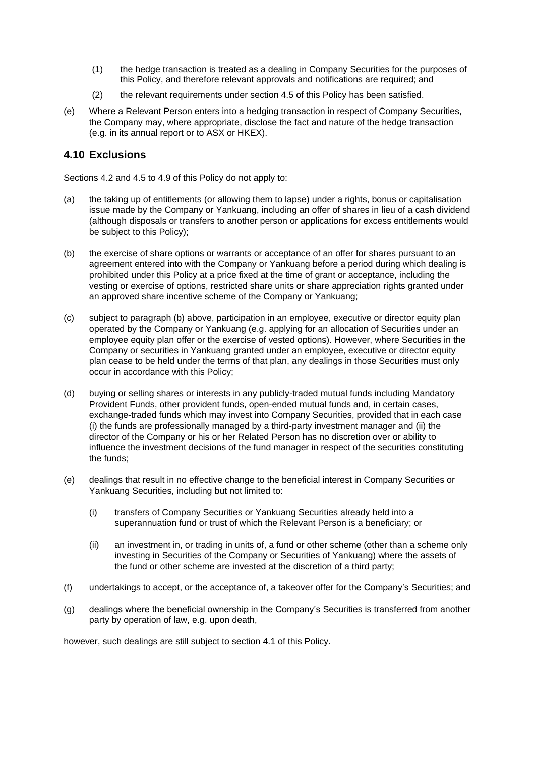(1) the hedge transaction is treated as a dealing in Company Securities for the purposes of this Policy, and therefore relevant approvals and notifications are required; and

(2) the relevant requirements under section 4.5 of this Policy has been satisfied.

(e) Where a Relevant Person enters into a hedging transaction in respect of Company Securities, the Company may, where appropriate, disclose the fact and nature of the hedge transaction (e.g. in its annual report or to ASX or HKEX).

## 4.10 Exclusions

Sections 4.2 and 4.5 to 4.9 of this Policy do not apply to:

(a) the taking up of entitlements (or allowing them to lapse) under a rights, bonus or capitalisation issue made by the Company or Yankuang, including an offer of shares in lieu of a cash dividend (although disposals or transfers to another person or applications for excess entitlements would be subject to this Policy);

(b) the exercise of share options or warrants or acceptance of an offer for shares pursuant to an agreement entered into with the Company or Yankuang before a period during which dealing is prohibited under this Policy at a price fixed at the time of grant or acceptance, including the vesting or exercise of options, restricted share units or share appreciation rights granted under an approved share incentive scheme of the Company or Yankuang;

(c) subject to paragraph (b) above, participation in an employee, executive or director equity plan operated by the Company or Yankuang (e.g. applying for an allocation of Securities under an employee equity plan offer or the exercise of vested options). However, where Securities in the Company or securities in Yankuang granted under an employee, executive or director equity plan cease to be held under the terms of that plan, any dealings in those Securities must only occur in accordance with this Policy;

(d) buying or selling shares or interests in any publicly-traded mutual funds including Mandatory Provident Funds, other provident funds, open-ended mutual funds and, in certain cases, exchange-traded funds which may invest into Company Securities, provided that in each case (i) the funds are professionally managed by a third-party investment manager and (ii) the director of the Company or his or her Related Person has no discretion over or ability to influence the investment decisions of the fund manager in respect of the securities constituting the funds;

(e) dealings that result in no effective change to the beneficial interest in Company Securities or Yankuang Securities, including but not limited to:

  (i) transfers of Company Securities or Yankuang Securities already held into a superannuation fund or trust of which the Relevant Person is a beneficiary; or

  (ii) an investment in, or trading in units of, a fund or other scheme (other than a scheme only investing in Securities of the Company or Securities of Yankuang) where the assets of the fund or other scheme are invested at the discretion of a third party;

(f) undertakings to accept, or the acceptance of, a takeover offer for the Company's Securities; and

(g) dealings where the beneficial ownership in the Company's Securities is transferred from another party by operation of law, e.g. upon death,

however, such dealings are still subject to section 4.1 of this Policy.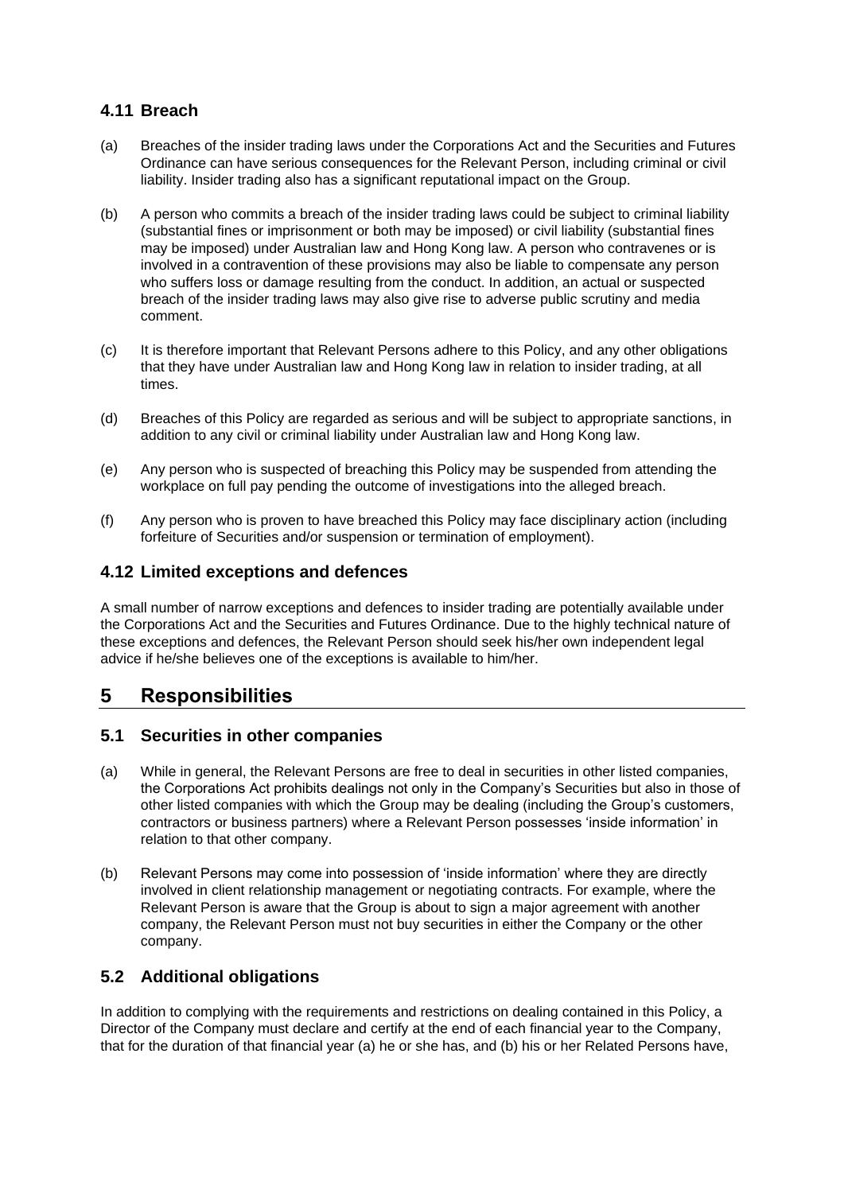### 4.11 Breach

(a) Breaches of the insider trading laws under the Corporations Act and the Securities and Futures Ordinance can have serious consequences for the Relevant Person, including criminal or civil liability. Insider trading also has a significant reputational impact on the Group.

(b) A person who commits a breach of the insider trading laws could be subject to criminal liability (substantial fines or imprisonment or both may be imposed) or civil liability (substantial fines may be imposed) under Australian law and Hong Kong law. A person who contravenes or is involved in a contravention of these provisions may also be liable to compensate any person who suffers loss or damage resulting from the conduct. In addition, an actual or suspected breach of the insider trading laws may also give rise to adverse public scrutiny and media comment.

(c) It is therefore important that Relevant Persons adhere to this Policy, and any other obligations that they have under Australian law and Hong Kong law in relation to insider trading, at all times.

(d) Breaches of this Policy are regarded as serious and will be subject to appropriate sanctions, in addition to any civil or criminal liability under Australian law and Hong Kong law.

(e) Any person who is suspected of breaching this Policy may be suspended from attending the workplace on full pay pending the outcome of investigations into the alleged breach.

(f) Any person who is proven to have breached this Policy may face disciplinary action (including forfeiture of Securities and/or suspension or termination of employment).

### 4.12 Limited exceptions and defences

A small number of narrow exceptions and defences to insider trading are potentially available under the Corporations Act and the Securities and Futures Ordinance. Due to the highly technical nature of these exceptions and defences, the Relevant Person should seek his/her own independent legal advice if he/she believes one of the exceptions is available to him/her.

## 5 Responsibilities

### 5.1 Securities in other companies

(a) While in general, the Relevant Persons are free to deal in securities in other listed companies, the Corporations Act prohibits dealings not only in the Company's Securities but also in those of other listed companies with which the Group may be dealing (including the Group's customers, contractors or business partners) where a Relevant Person possesses 'inside information' in relation to that other company.

(b) Relevant Persons may come into possession of 'inside information' where they are directly involved in client relationship management or negotiating contracts. For example, where the Relevant Person is aware that the Group is about to sign a major agreement with another company, the Relevant Person must not buy securities in either the Company or the other company.

### 5.2 Additional obligations

In addition to complying with the requirements and restrictions on dealing contained in this Policy, a Director of the Company must declare and certify at the end of each financial year to the Company, that for the duration of that financial year (a) he or she has, and (b) his or her Related Persons have,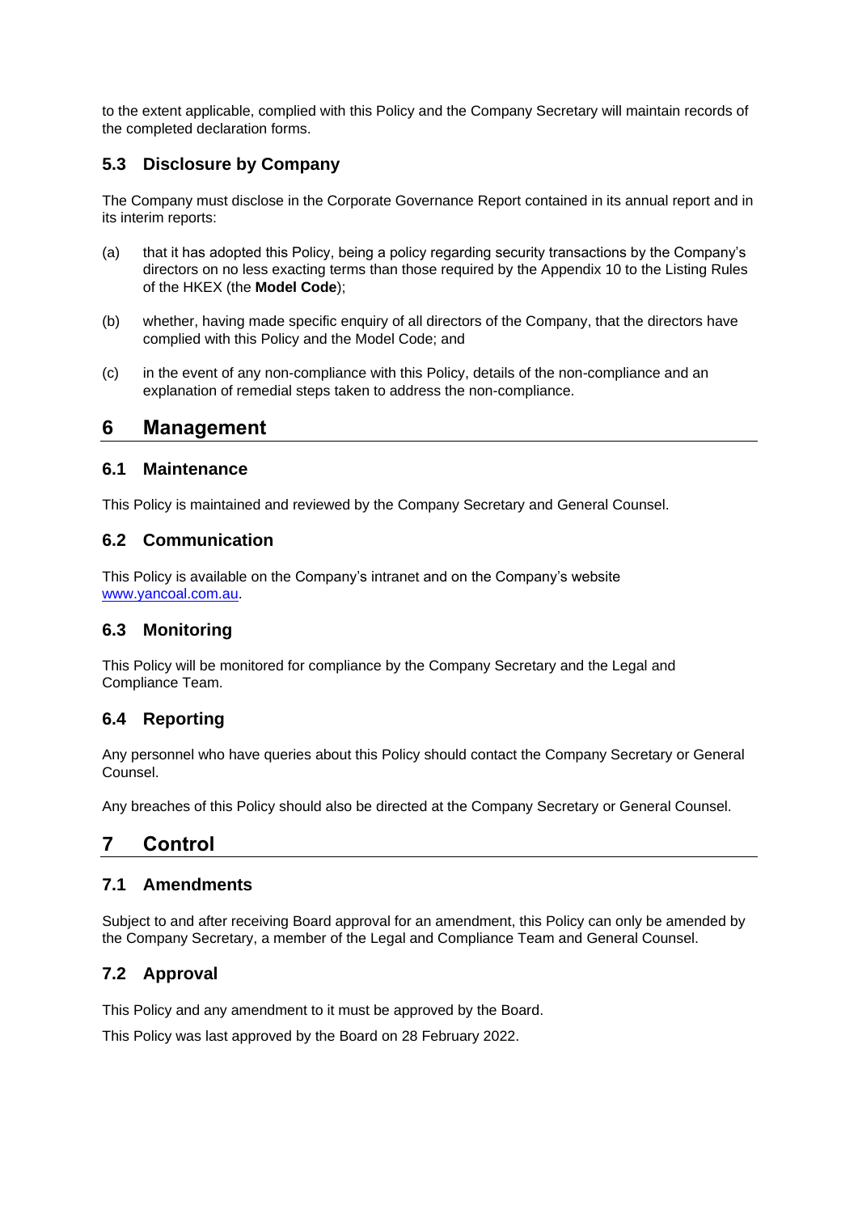to the extent applicable, complied with this Policy and the Company Secretary will maintain records of the completed declaration forms.

### 5.3 Disclosure by Company

The Company must disclose in the Corporate Governance Report contained in its annual report and in its interim reports:

(a) that it has adopted this Policy, being a policy regarding security transactions by the Company's directors on no less exacting terms than those required by the Appendix 10 to the Listing Rules of the HKEX (the **Model Code**);

(b) whether, having made specific enquiry of all directors of the Company, that the directors have complied with this Policy and the Model Code; and

(c) in the event of any non-compliance with this Policy, details of the non-compliance and an explanation of remedial steps taken to address the non-compliance.

## 6 Management

### 6.1 Maintenance

This Policy is maintained and reviewed by the Company Secretary and General Counsel.

### 6.2 Communication

This Policy is available on the Company's intranet and on the Company's website www.yancoal.com.au.

### 6.3 Monitoring

This Policy will be monitored for compliance by the Company Secretary and the Legal and Compliance Team.

### 6.4 Reporting

Any personnel who have queries about this Policy should contact the Company Secretary or General Counsel.

Any breaches of this Policy should also be directed at the Company Secretary or General Counsel.

## 7 Control

### 7.1 Amendments

Subject to and after receiving Board approval for an amendment, this Policy can only be amended by the Company Secretary, a member of the Legal and Compliance Team and General Counsel.

### 7.2 Approval

This Policy and any amendment to it must be approved by the Board.

This Policy was last approved by the Board on 28 February 2022.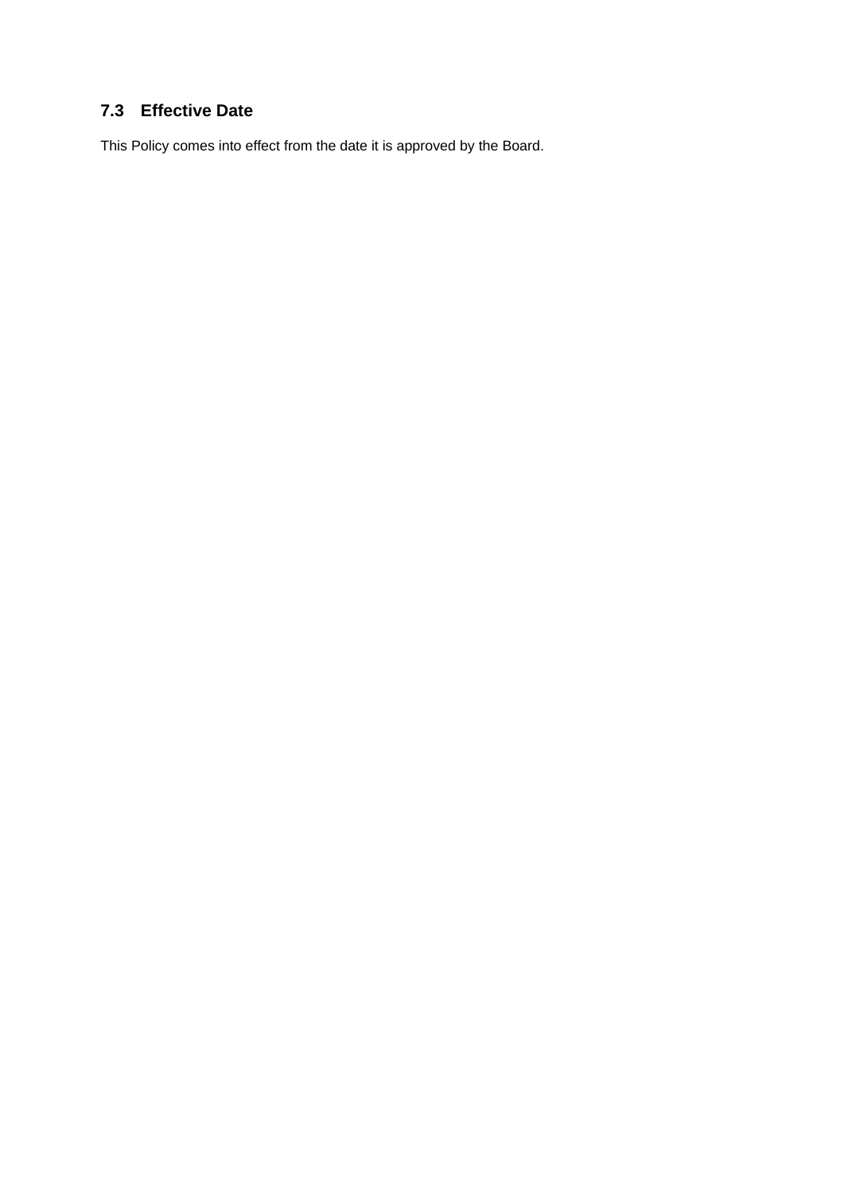### 7.3 Effective Date

This Policy comes into effect from the date it is approved by the Board.